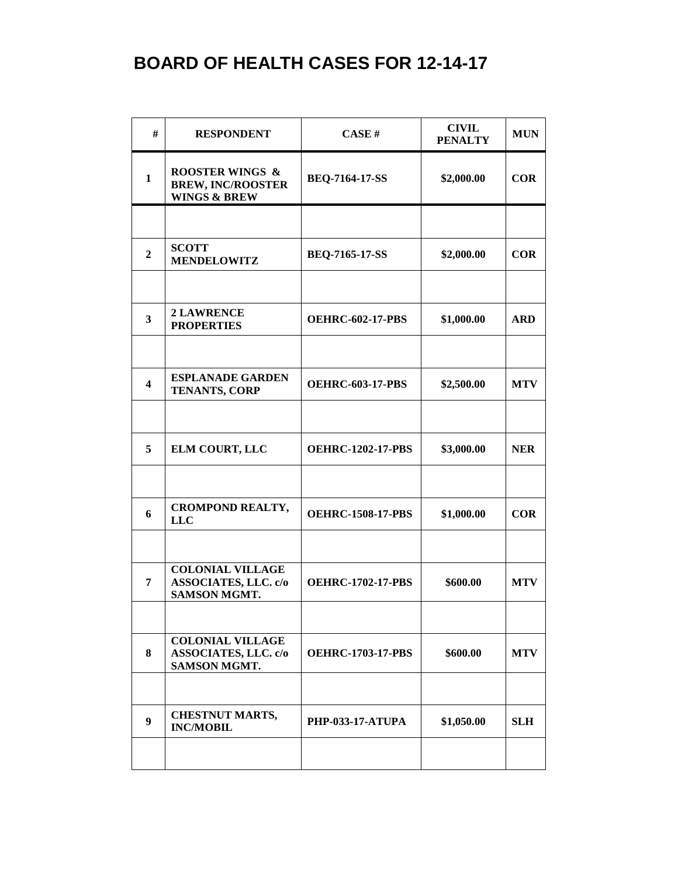# BOARD OF HEALTH CASES FOR 12-14-17

| # | RESPONDENT | CASE # | CIVIL PENALTY | MUN |
|---|---|---|---|---|
| 1 | ROOSTER WINGS & BREW, INC/ROOSTER WINGS & BREW | BEQ-7164-17-SS | $2,000.00 | COR |
| | | | | |
| 2 | SCOTT MENDELOWITZ | BEQ-7165-17-SS | $2,000.00 | COR |
| | | | | |
| 3 | 2 LAWRENCE PROPERTIES | OEHRC-602-17-PBS | $1,000.00 | ARD |
| | | | | |
| 4 | ESPLANADE GARDEN TENANTS, CORP | OEHRC-603-17-PBS | $2,500.00 | MTV |
| | | | | |
| 5 | ELM COURT, LLC | OEHRC-1202-17-PBS | $3,000.00 | NER |
| | | | | |
| 6 | CROMPOND REALTY, LLC | OEHRC-1508-17-PBS | $1,000.00 | COR |
| | | | | |
| 7 | COLONIAL VILLAGE ASSOCIATES, LLC. c/o SAMSON MGMT. | OEHRC-1702-17-PBS | $600.00 | MTV |
| | | | | |
| 8 | COLONIAL VILLAGE ASSOCIATES, LLC. c/o SAMSON MGMT. | OEHRC-1703-17-PBS | $600.00 | MTV |
| | | | | |
| 9 | CHESTNUT MARTS, INC/MOBIL | PHP-033-17-ATUPA | $1,050.00 | SLH |
| | | | | |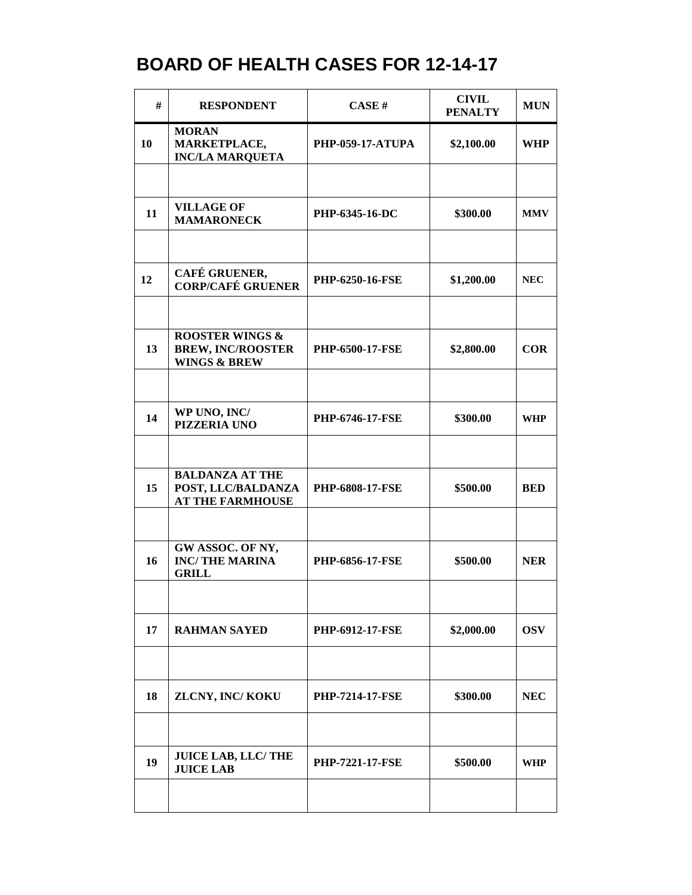# BOARD OF HEALTH CASES FOR 12-14-17

| # | RESPONDENT | CASE # | CIVIL PENALTY | MUN |
|---|---|---|---|---|
| 10 | MORAN MARKETPLACE, INC/LA MARQUETA | PHP-059-17-ATUPA | $2,100.00 | WHP |
| | | | | |
| 11 | VILLAGE OF MAMARONECK | PHP-6345-16-DC | $300.00 | MMV |
| | | | | |
| 12 | CAFÉ GRUENER, CORP/CAFÉ GRUENER | PHP-6250-16-FSE | $1,200.00 | NEC |
| | | | | |
| 13 | ROOSTER WINGS & BREW, INC/ROOSTER WINGS & BREW | PHP-6500-17-FSE | $2,800.00 | COR |
| | | | | |
| 14 | WP UNO, INC/ PIZZERIA UNO | PHP-6746-17-FSE | $300.00 | WHP |
| | | | | |
| 15 | BALDANZA AT THE POST, LLC/BALDANZA AT THE FARMHOUSE | PHP-6808-17-FSE | $500.00 | BED |
| | | | | |
| 16 | GW ASSOC. OF NY, INC/ THE MARINA GRILL | PHP-6856-17-FSE | $500.00 | NER |
| | | | | |
| 17 | RAHMAN SAYED | PHP-6912-17-FSE | $2,000.00 | OSV |
| | | | | |
| 18 | ZLCNY, INC/ KOKU | PHP-7214-17-FSE | $300.00 | NEC |
| | | | | |
| 19 | JUICE LAB, LLC/ THE JUICE LAB | PHP-7221-17-FSE | $500.00 | WHP |
| | | | | |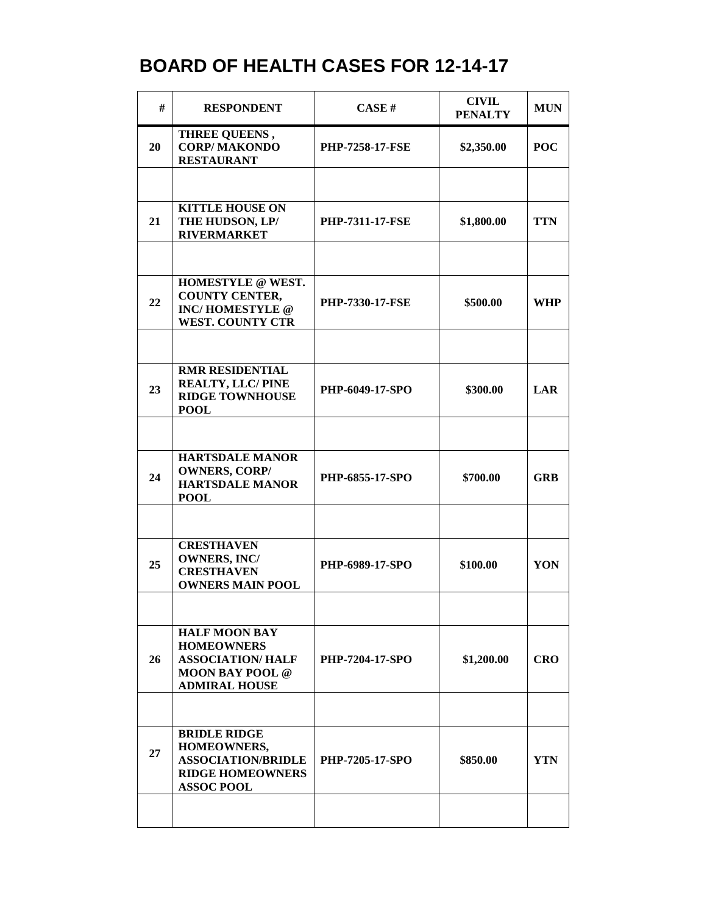# BOARD OF HEALTH CASES FOR 12-14-17

| # | RESPONDENT | CASE # | CIVIL PENALTY | MUN |
|---|---|---|---|---|
| 20 | THREE QUEENS , CORP/ MAKONDO RESTAURANT | PHP-7258-17-FSE | $2,350.00 | POC |
| | | | | |
| 21 | KITTLE HOUSE ON THE HUDSON, LP/ RIVERMARKET | PHP-7311-17-FSE | $1,800.00 | TTN |
| | | | | |
| 22 | HOMESTYLE @ WEST. COUNTY CENTER, INC/ HOMESTYLE @ WEST. COUNTY CTR | PHP-7330-17-FSE | $500.00 | WHP |
| | | | | |
| 23 | RMR RESIDENTIAL REALTY, LLC/ PINE RIDGE TOWNHOUSE POOL | PHP-6049-17-SPO | $300.00 | LAR |
| | | | | |
| 24 | HARTSDALE MANOR OWNERS, CORP/ HARTSDALE MANOR POOL | PHP-6855-17-SPO | $700.00 | GRB |
| | | | | |
| 25 | CRESTHAVEN OWNERS, INC/ CRESTHAVEN OWNERS MAIN POOL | PHP-6989-17-SPO | $100.00 | YON |
| | | | | |
| 26 | HALF MOON BAY HOMEOWNERS ASSOCIATION/ HALF MOON BAY POOL @ ADMIRAL HOUSE | PHP-7204-17-SPO | $1,200.00 | CRO |
| | | | | |
| 27 | BRIDLE RIDGE HOMEOWNERS, ASSOCIATION/BRIDLE RIDGE HOMEOWNERS ASSOC POOL | PHP-7205-17-SPO | $850.00 | YTN |
| | | | | |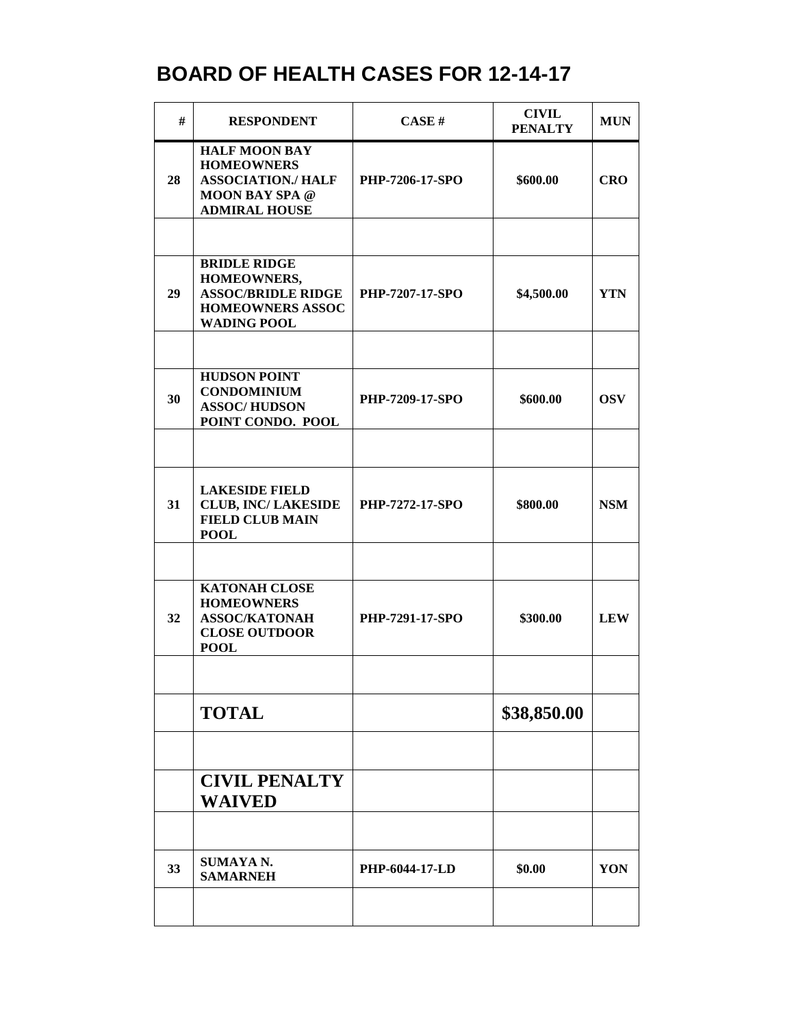# BOARD OF HEALTH CASES FOR 12-14-17

| # | RESPONDENT | CASE # | CIVIL PENALTY | MUN |
|---|---|---|---|---|
| 28 | HALF MOON BAY HOMEOWNERS ASSOCIATION./ HALF MOON BAY SPA @ ADMIRAL HOUSE | PHP-7206-17-SPO | \$600.00 | CRO |
| | | | | |
| 29 | BRIDLE RIDGE HOMEOWNERS, ASSOC/BRIDLE RIDGE HOMEOWNERS ASSOC WADING POOL | PHP-7207-17-SPO | \$4,500.00 | YTN |
| | | | | |
| 30 | HUDSON POINT CONDOMINIUM ASSOC/ HUDSON POINT CONDO. POOL | PHP-7209-17-SPO | \$600.00 | OSV |
| | | | | |
| 31 | LAKESIDE FIELD CLUB, INC/ LAKESIDE FIELD CLUB MAIN POOL | PHP-7272-17-SPO | \$800.00 | NSM |
| | | | | |
| 32 | KATONAH CLOSE HOMEOWNERS ASSOC/KATONAH CLOSE OUTDOOR POOL | PHP-7291-17-SPO | \$300.00 | LEW |
| | | | | |
| | **TOTAL** | | **\$38,850.00** | |
| | | | | |
| | **CIVIL PENALTY WAIVED** | | | |
| | | | | |
| 33 | SUMAYA N. SAMARNEH | PHP-6044-17-LD | \$0.00 | YON |
| | | | | |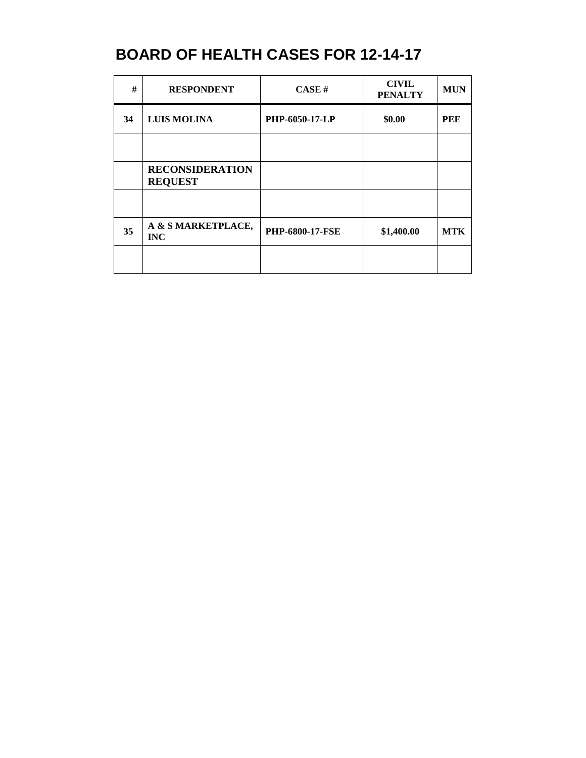# BOARD OF HEALTH CASES FOR 12-14-17

| # | RESPONDENT | CASE # | CIVIL PENALTY | MUN |
|---|---|---|---|---|
| 34 | LUIS MOLINA | PHP-6050-17-LP | $0.00 | PEE |
| | | | | |
| | RECONSIDERATION REQUEST | | | |
| | | | | |
| 35 | A & S MARKETPLACE, INC | PHP-6800-17-FSE | $1,400.00 | MTK |
| | | | | |